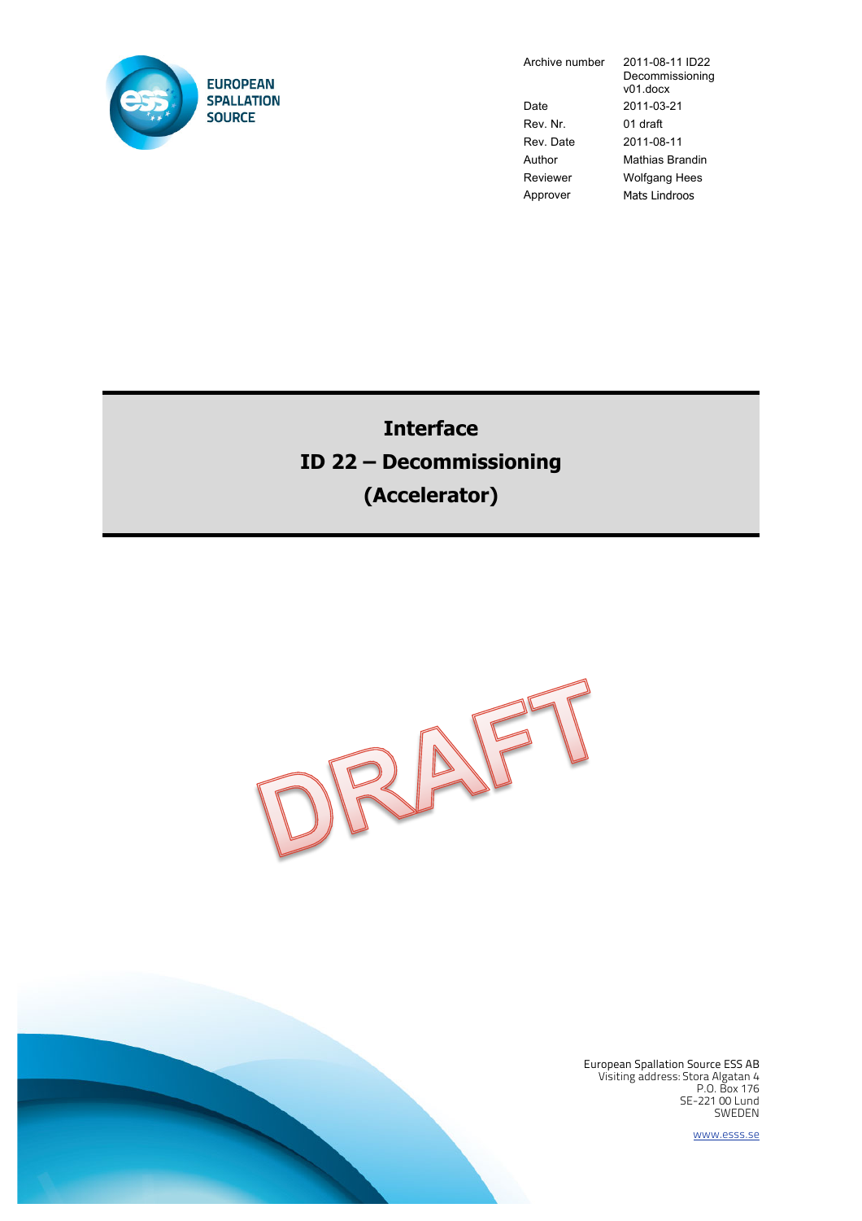EUROPEAN SPALLATION SOURCE

| | |
|---|---|
| Archive number | 2011-08-11 ID22 Decommissioning v01.docx |
| Date | 2011-03-21 |
| Rev. Nr. | 01 draft |
| Rev. Date | 2011-08-11 |
| Author | Mathias Brandin |
| Reviewer | Wolfgang Hees |
| Approver | Mats Lindroos |

# Interface
# ID 22 – Decommissioning
# (Accelerator)

DRAFT

European Spallation Source ESS AB
Visiting address: Stora Algatan 4
P.O. Box 176
SE-221 00 Lund
SWEDEN

www.esss.se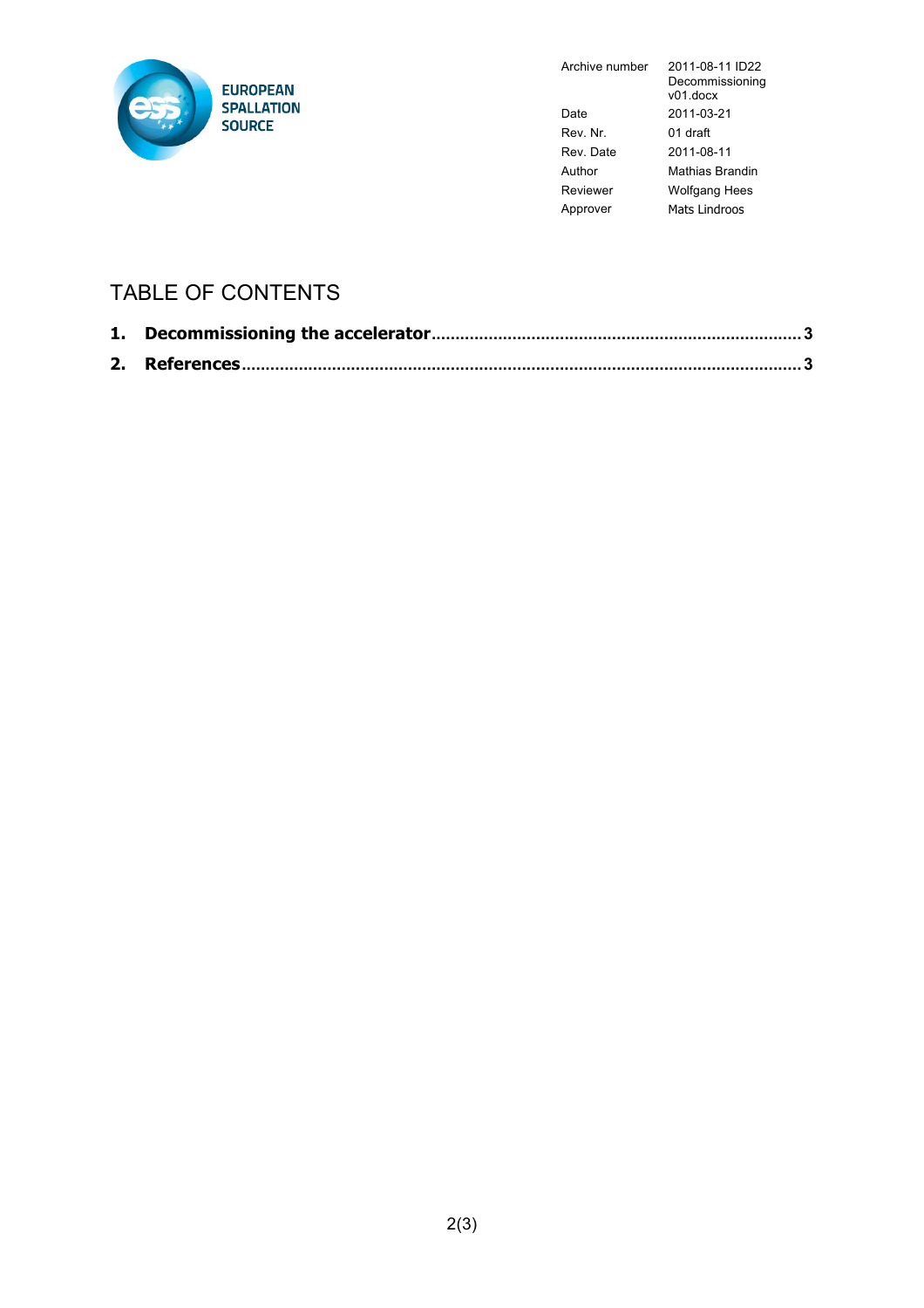| Archive number | 2011-08-11 ID22 Decommissioning v01.docx |
|---|---|
| Date | 2011-03-21 |
| Rev. Nr. | 01 draft |
| Rev. Date | 2011-08-11 |
| Author | Mathias Brandin |
| Reviewer | Wolfgang Hees |
| Approver | Mats Lindroos |

# TABLE OF CONTENTS

**1. Decommissioning the accelerator** ........................................ **3**

**2. References** ........................................................................ **3**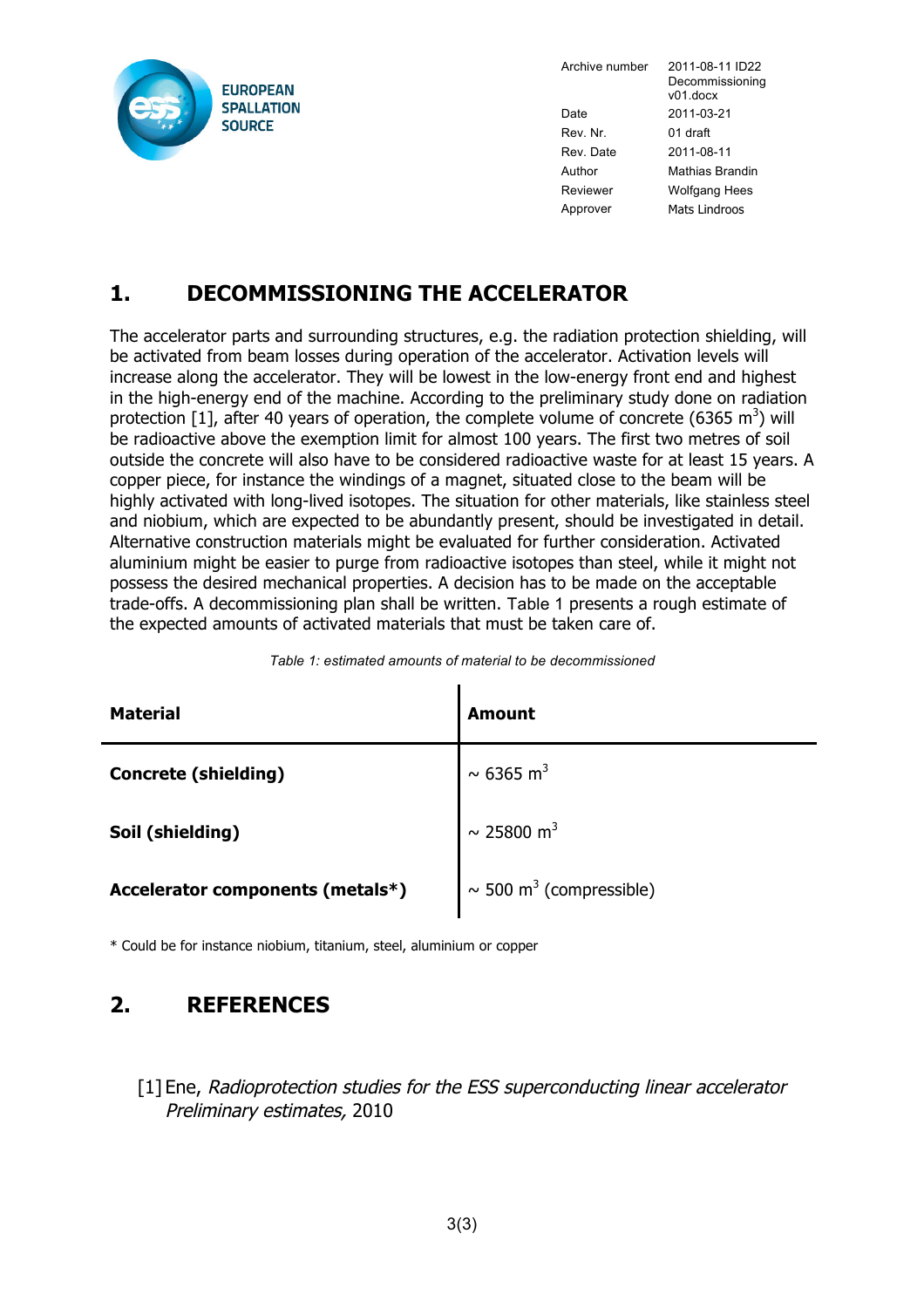| | |
|---|---|
| Archive number | 2011-08-11 ID22 Decommissioning v01.docx |
| Date | 2011-03-21 |
| Rev. Nr. | 01 draft |
| Rev. Date | 2011-08-11 |
| Author | Mathias Brandin |
| Reviewer | Wolfgang Hees |
| Approver | Mats Lindroos |

# 1. DECOMMISSIONING THE ACCELERATOR

The accelerator parts and surrounding structures, e.g. the radiation protection shielding, will be activated from beam losses during operation of the accelerator. Activation levels will increase along the accelerator. They will be lowest in the low-energy front end and highest in the high-energy end of the machine. According to the preliminary study done on radiation protection [1], after 40 years of operation, the complete volume of concrete (6365 $m^3$) will be radioactive above the exemption limit for almost 100 years. The first two metres of soil outside the concrete will also have to be considered radioactive waste for at least 15 years. A copper piece, for instance the windings of a magnet, situated close to the beam will be highly activated with long-lived isotopes. The situation for other materials, like stainless steel and niobium, which are expected to be abundantly present, should be investigated in detail. Alternative construction materials might be evaluated for further consideration. Activated aluminium might be easier to purge from radioactive isotopes than steel, while it might not possess the desired mechanical properties. A decision has to be made on the acceptable trade-offs. A decommissioning plan shall be written. Table 1 presents a rough estimate of the expected amounts of activated materials that must be taken care of.

*Table 1: estimated amounts of material to be decommissioned*

| Material | Amount |
|---|---|
| **Concrete (shielding)** | ~ 6365 $m^3$ |
| **Soil (shielding)** | ~ 25800 $m^3$ |
| **Accelerator components (metals*)** | ~ 500 $m^3$ (compressible) |

* Could be for instance niobium, titanium, steel, aluminium or copper

# 2. REFERENCES

[1] Ene, *Radioprotection studies for the ESS superconducting linear accelerator Preliminary estimates,* 2010